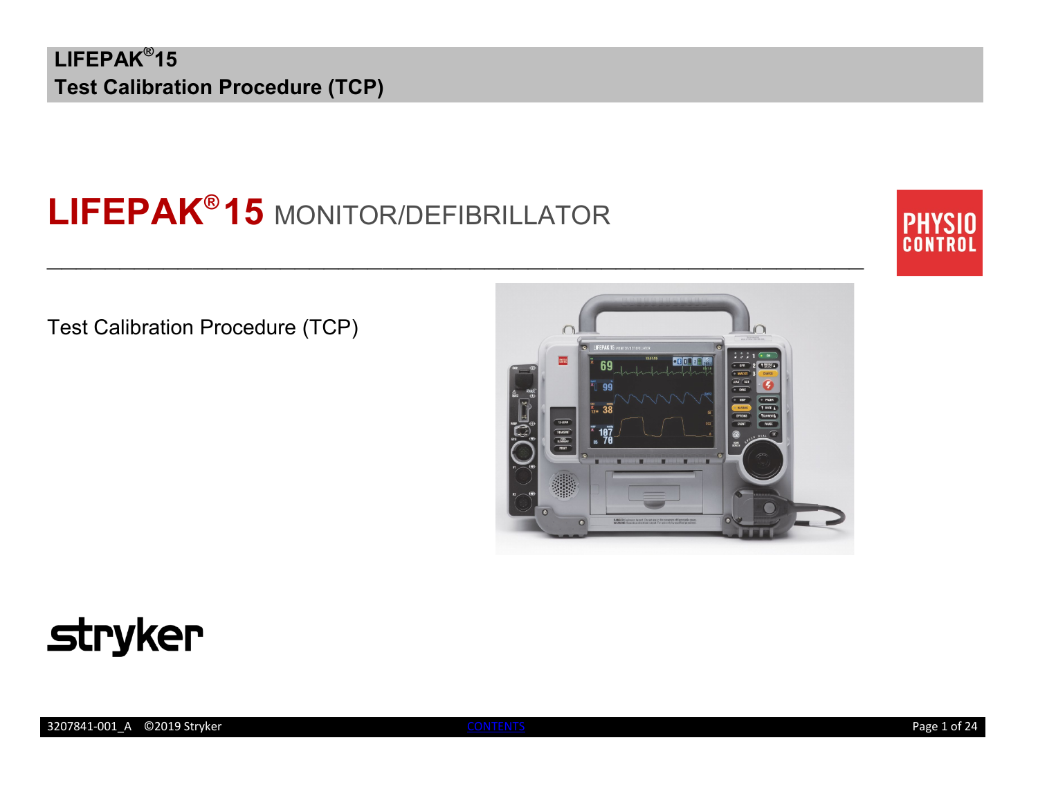# LIFEPAK® 15 MONITOR/DEFIBRILLATOR

PHYSIO CONTROL

Test Calibration Procedure (TCP)

stryker

3207841-001_A ©2019 Stryker

CONTENTS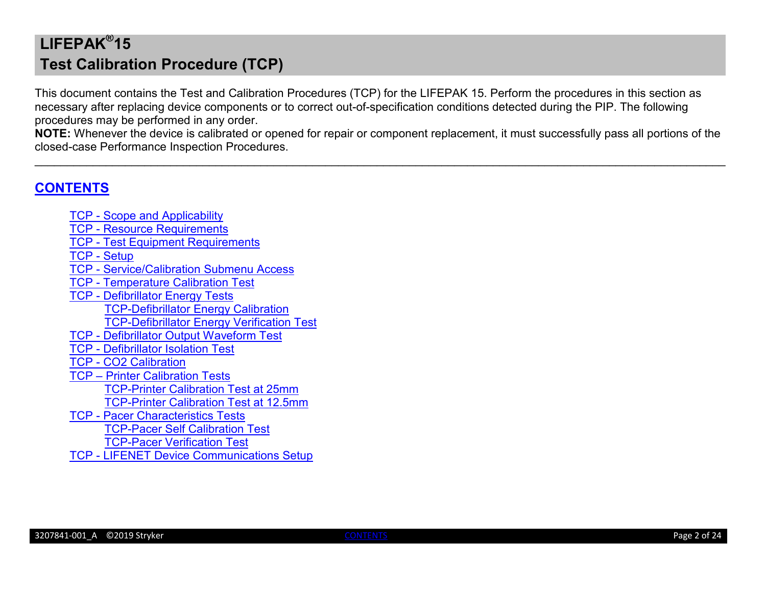# LIFEPAK®15
# Test Calibration Procedure (TCP)

This document contains the Test and Calibration Procedures (TCP) for the LIFEPAK 15. Perform the procedures in this section as necessary after replacing device components or to correct out-of-specification conditions detected during the PIP. The following procedures may be performed in any order.

**NOTE:** Whenever the device is calibrated or opened for repair or component replacement, it must successfully pass all portions of the closed-case Performance Inspection Procedures.

---

## CONTENTS

- TCP - Scope and Applicability
- TCP - Resource Requirements
- TCP - Test Equipment Requirements
- TCP - Setup
- TCP - Service/Calibration Submenu Access
- TCP - Temperature Calibration Test
- TCP - Defibrillator Energy Tests
  - TCP-Defibrillator Energy Calibration
  - TCP-Defibrillator Energy Verification Test
- TCP - Defibrillator Output Waveform Test
- TCP - Defibrillator Isolation Test
- TCP - CO2 Calibration
- TCP – Printer Calibration Tests
  - TCP-Printer Calibration Test at 25mm
  - TCP-Printer Calibration Test at 12.5mm
- TCP - Pacer Characteristics Tests
  - TCP-Pacer Self Calibration Test
  - TCP-Pacer Verification Test
- TCP - LIFENET Device Communications Setup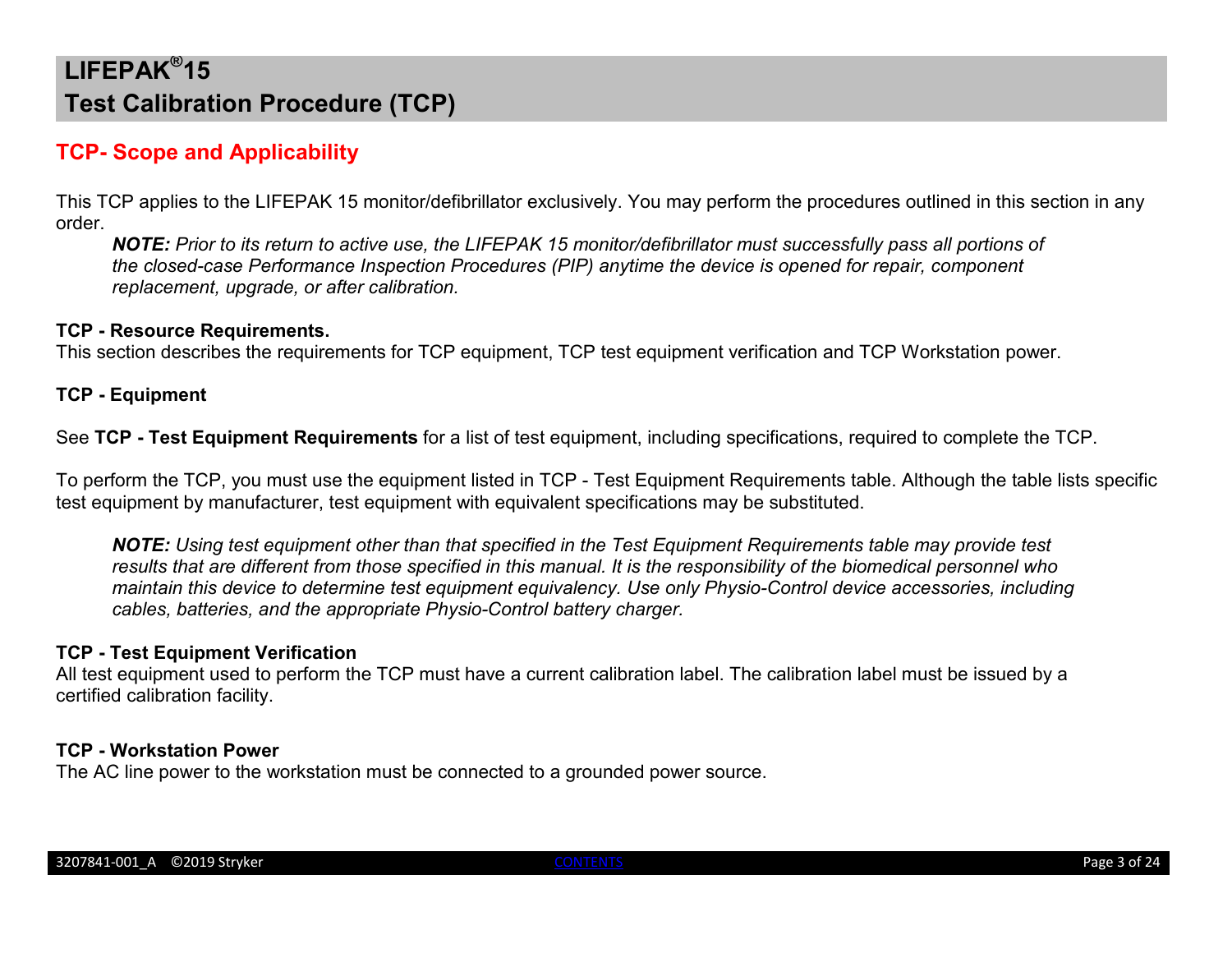# LIFEPAK®15
# Test Calibration Procedure (TCP)

## TCP- Scope and Applicability

This TCP applies to the LIFEPAK 15 monitor/defibrillator exclusively. You may perform the procedures outlined in this section in any order.

> ***NOTE:*** *Prior to its return to active use, the LIFEPAK 15 monitor/defibrillator must successfully pass all portions of the closed-case Performance Inspection Procedures (PIP) anytime the device is opened for repair, component replacement, upgrade, or after calibration.*

**TCP - Resource Requirements.**
This section describes the requirements for TCP equipment, TCP test equipment verification and TCP Workstation power.

**TCP - Equipment**

See **TCP - Test Equipment Requirements** for a list of test equipment, including specifications, required to complete the TCP.

To perform the TCP, you must use the equipment listed in TCP - Test Equipment Requirements table. Although the table lists specific test equipment by manufacturer, test equipment with equivalent specifications may be substituted.

> ***NOTE:*** *Using test equipment other than that specified in the Test Equipment Requirements table may provide test results that are different from those specified in this manual. It is the responsibility of the biomedical personnel who maintain this device to determine test equipment equivalency. Use only Physio-Control device accessories, including cables, batteries, and the appropriate Physio-Control battery charger.*

**TCP - Test Equipment Verification**
All test equipment used to perform the TCP must have a current calibration label. The calibration label must be issued by a certified calibration facility.

**TCP - Workstation Power**
The AC line power to the workstation must be connected to a grounded power source.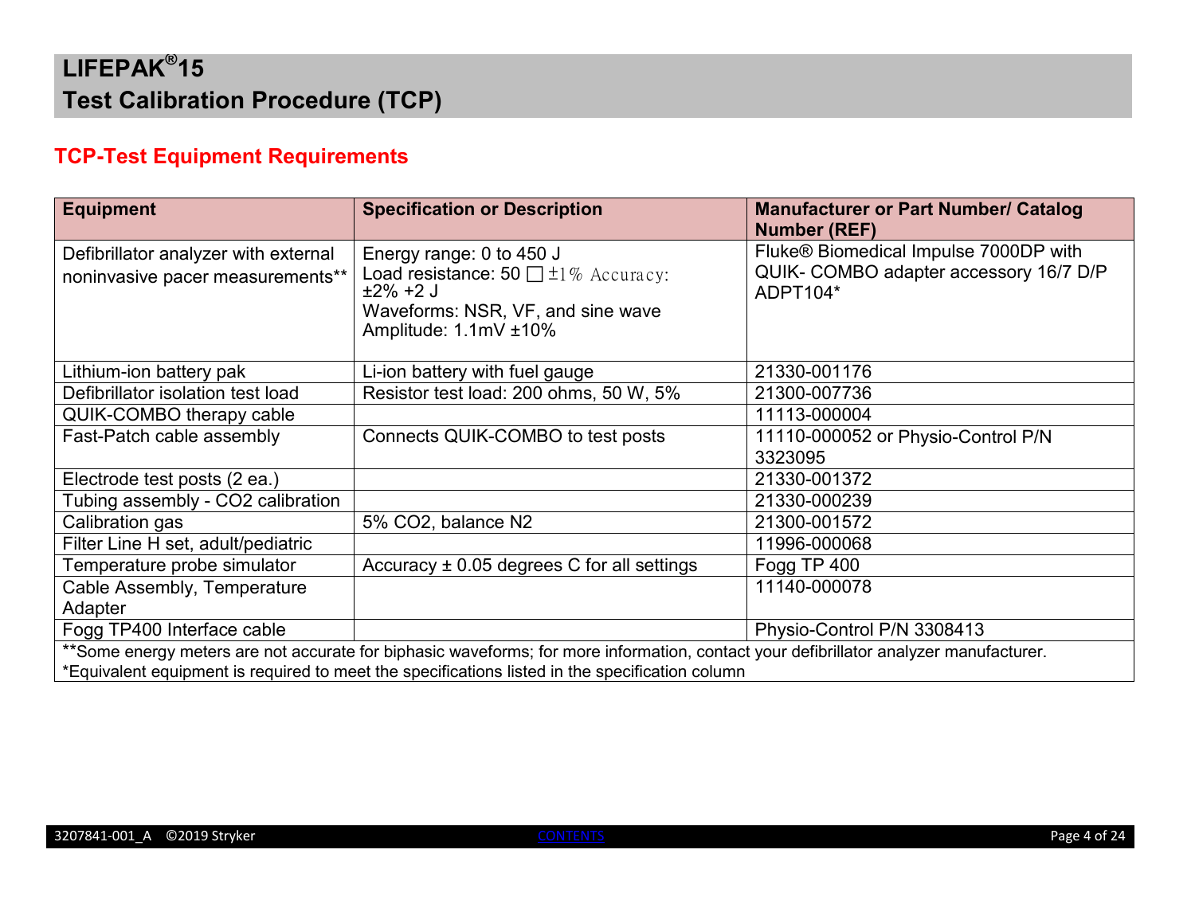# LIFEPAK®15
# Test Calibration Procedure (TCP)

## TCP-Test Equipment Requirements

| Equipment | Specification or Description | Manufacturer or Part Number/ Catalog Number (REF) |
|---|---|---|
| Defibrillator analyzer with external noninvasive pacer measurements** | Energy range: 0 to 450 J<br>Load resistance: 50 □ ±1% Accuracy: ±2% +2 J<br>Waveforms: NSR, VF, and sine wave<br>Amplitude: 1.1mV ±10% | Fluke® Biomedical Impulse 7000DP with QUIK- COMBO adapter accessory 16/7 D/P ADPT104* |
| Lithium-ion battery pak | Li-ion battery with fuel gauge | 21330-001176 |
| Defibrillator isolation test load | Resistor test load: 200 ohms, 50 W, 5% | 21300-007736 |
| QUIK-COMBO therapy cable | | 11113-000004 |
| Fast-Patch cable assembly | Connects QUIK-COMBO to test posts | 11110-000052 or Physio-Control P/N 3323095 |
| Electrode test posts (2 ea.) | | 21330-001372 |
| Tubing assembly - $CO_2$ calibration | | 21330-000239 |
| Calibration gas | 5% $CO_2$, balance $N_2$ | 21300-001572 |
| Filter Line H set, adult/pediatric | | 11996-000068 |
| Temperature probe simulator | Accuracy ± 0.05 degrees C for all settings | Fogg TP 400 |
| Cable Assembly, Temperature Adapter | | 11140-000078 |
| Fogg TP400 Interface cable | | Physio-Control P/N 3308413 |

**Some energy meters are not accurate for biphasic waveforms; for more information, contact your defibrillator analyzer manufacturer.
*Equivalent equipment is required to meet the specifications listed in the specification column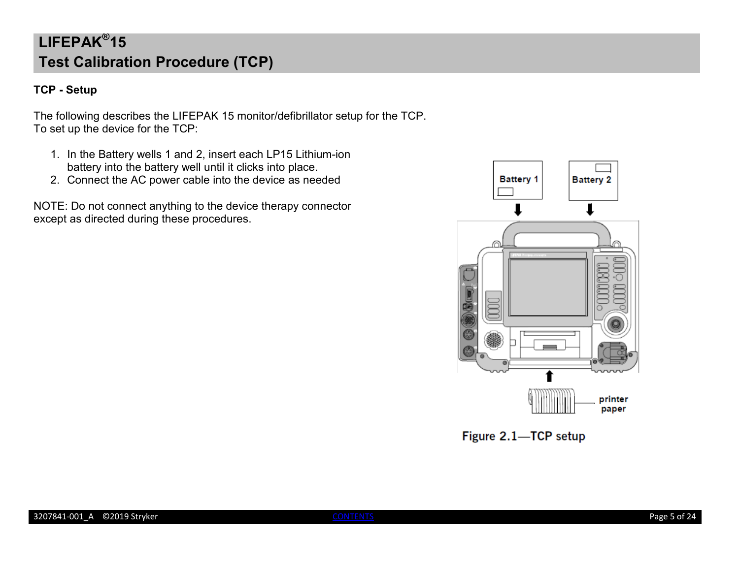# LIFEPAK®15
# Test Calibration Procedure (TCP)

## TCP - Setup

The following describes the LIFEPAK 15 monitor/defibrillator setup for the TCP.
To set up the device for the TCP:

1. In the Battery wells 1 and 2, insert each LP15 Lithium-ion battery into the battery well until it clicks into place.
2. Connect the AC power cable into the device as needed

NOTE: Do not connect anything to the device therapy connector except as directed during these procedures.

Figure 2.1—TCP setup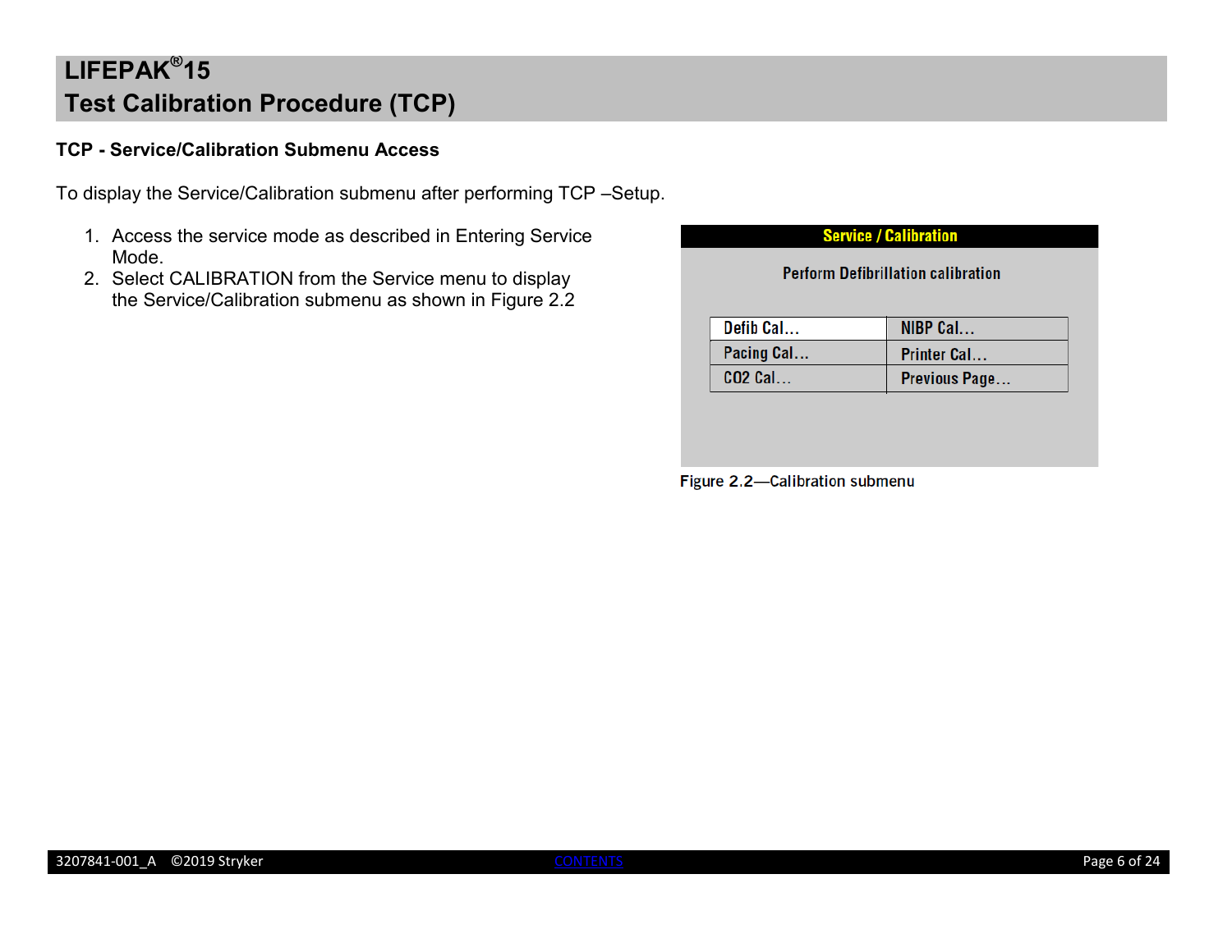## TCP - Service/Calibration Submenu Access

To display the Service/Calibration submenu after performing TCP –Setup.

1. Access the service mode as described in Entering Service Mode.
2. Select CALIBRATION from the Service menu to display the Service/Calibration submenu as shown in Figure 2.2

**Service / Calibration**

Perform Defibrillation calibration

| Defib Cal... | NIBP Cal... |
|---|---|
| Pacing Cal... | Printer Cal... |
| CO2 Cal... | Previous Page... |

Figure 2.2—Calibration submenu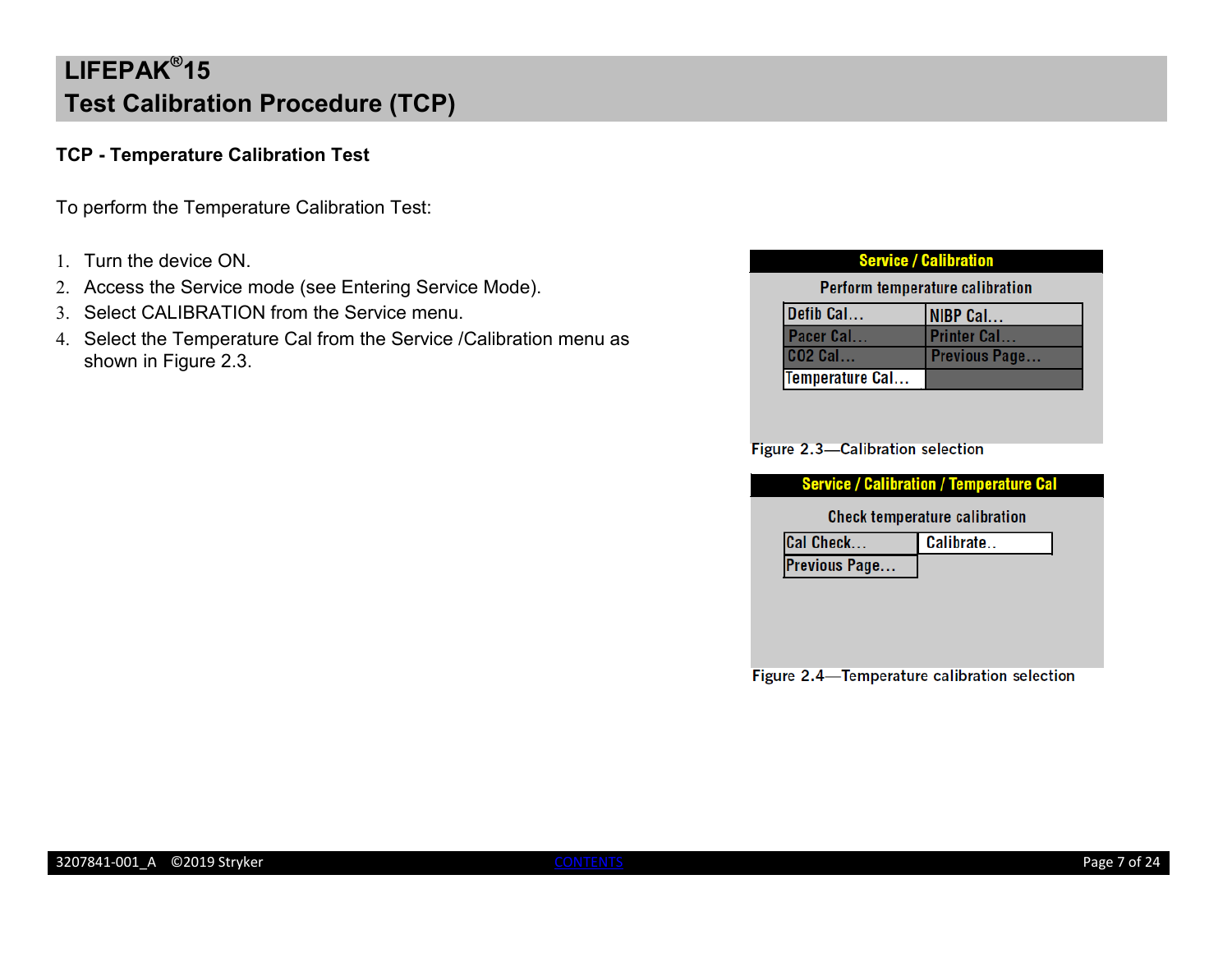## TCP - Temperature Calibration Test

To perform the Temperature Calibration Test:

1. Turn the device ON.
2. Access the Service mode (see Entering Service Mode).
3. Select CALIBRATION from the Service menu.
4. Select the Temperature Cal from the Service /Calibration menu as shown in Figure 2.3.

**Service / Calibration**

Perform temperature calibration

| Defib Cal... | NIBP Cal... |
|---|---|
| Pacer Cal... | Printer Cal... |
| CO2 Cal... | Previous Page... |
| Temperature Cal... | |

Figure 2.3—Calibration selection

**Service / Calibration / Temperature Cal**

Check temperature calibration

| Cal Check... | Calibrate.. |
|---|---|
| Previous Page... | |

Figure 2.4—Temperature calibration selection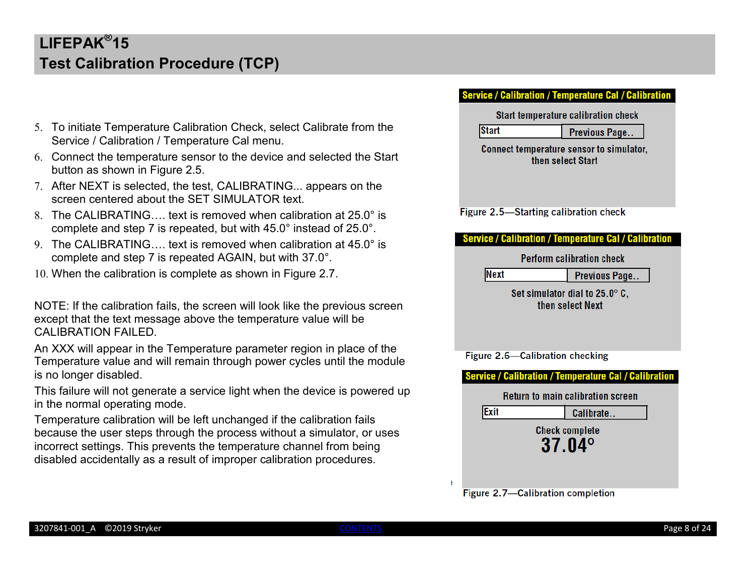5. To initiate Temperature Calibration Check, select Calibrate from the Service / Calibration / Temperature Cal menu.
6. Connect the temperature sensor to the device and selected the Start button as shown in Figure 2.5.
7. After NEXT is selected, the test, CALIBRATING... appears on the screen centered about the SET SIMULATOR text.
8. The CALIBRATING…. text is removed when calibration at 25.0° is complete and step 7 is repeated, but with 45.0° instead of 25.0°.
9. The CALIBRATING…. text is removed when calibration at 45.0° is complete and step 7 is repeated AGAIN, but with 37.0°.
10. When the calibration is complete as shown in Figure 2.7.

NOTE: If the calibration fails, the screen will look like the previous screen except that the text message above the temperature value will be CALIBRATION FAILED.

An XXX will appear in the Temperature parameter region in place of the Temperature value and will remain through power cycles until the module is no longer disabled.

This failure will not generate a service light when the device is powered up in the normal operating mode.

Temperature calibration will be left unchanged if the calibration fails because the user steps through the process without a simulator, or uses incorrect settings. This prevents the temperature channel from being disabled accidentally as a result of improper calibration procedures.

**Service / Calibration / Temperature Cal / Calibration**

Start temperature calibration check

Start | Previous Page..

Connect temperature sensor to simulator, then select Start

Figure 2.5—Starting calibration check

**Service / Calibration / Temperature Cal / Calibration**

Perform calibration check

Next | Previous Page..

Set simulator dial to 25.0° C, then select Next

Figure 2.6—Calibration checking

**Service / Calibration / Temperature Cal / Calibration**

Return to main calibration screen

Exit | Calibrate..

Check complete

**37.04°**

Figure 2.7—Calibration completion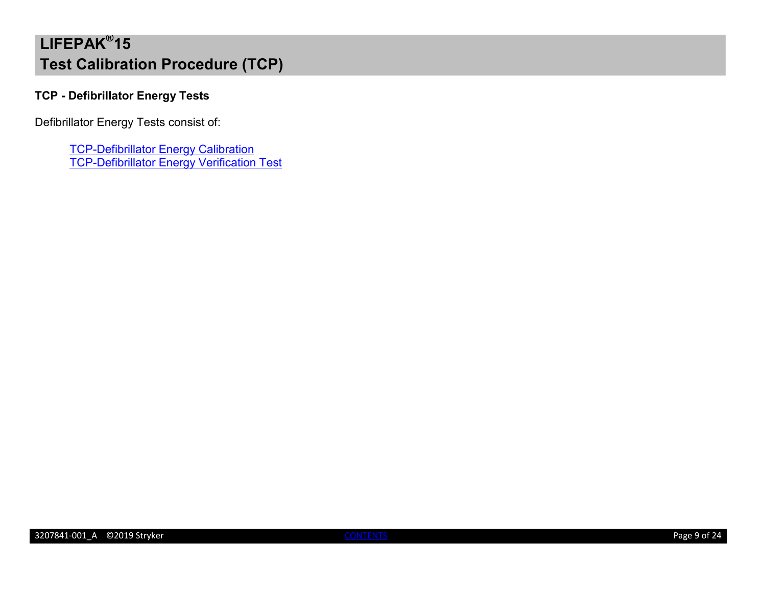## TCP - Defibrillator Energy Tests

Defibrillator Energy Tests consist of:

- TCP-Defibrillator Energy Calibration
- TCP-Defibrillator Energy Verification Test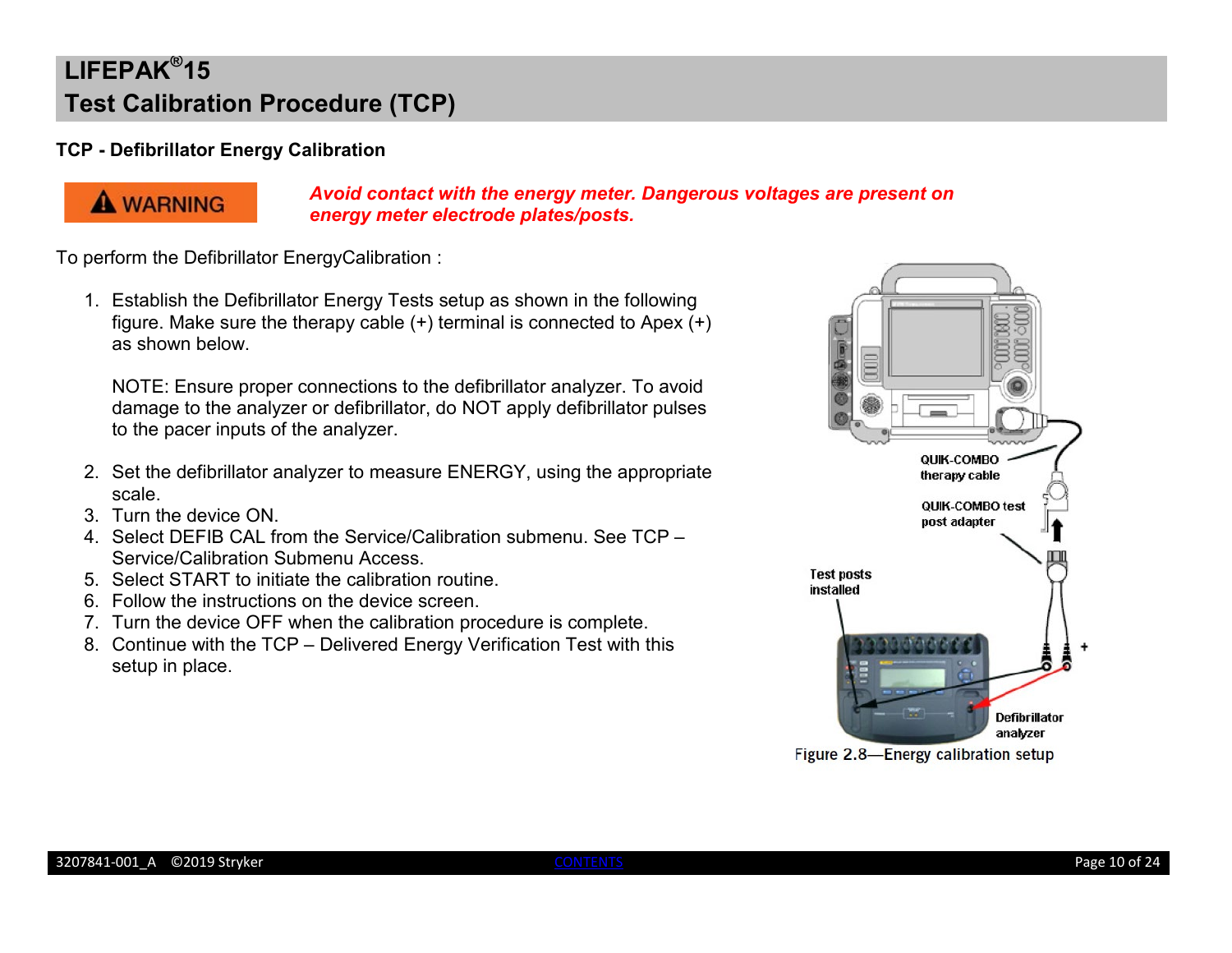# LIFEPAK®15
# Test Calibration Procedure (TCP)

### TCP - Defibrillator Energy Calibration

**WARNING** ***Avoid contact with the energy meter. Dangerous voltages are present on energy meter electrode plates/posts.***

To perform the Defibrillator EnergyCalibration :

1. Establish the Defibrillator Energy Tests setup as shown in the following figure. Make sure the therapy cable (+) terminal is connected to Apex (+) as shown below.

   NOTE: Ensure proper connections to the defibrillator analyzer. To avoid damage to the analyzer or defibrillator, do NOT apply defibrillator pulses to the pacer inputs of the analyzer.

2. Set the defibrillator analyzer to measure ENERGY, using the appropriate scale.
3. Turn the device ON.
4. Select DEFIB CAL from the Service/Calibration submenu. See TCP – Service/Calibration Submenu Access.
5. Select START to initiate the calibration routine.
6. Follow the instructions on the device screen.
7. Turn the device OFF when the calibration procedure is complete.
8. Continue with the TCP – Delivered Energy Verification Test with this setup in place.

QUIK-COMBO therapy cable

QUIK-COMBO test post adapter

Test posts installed

Defibrillator analyzer

Figure 2.8—Energy calibration setup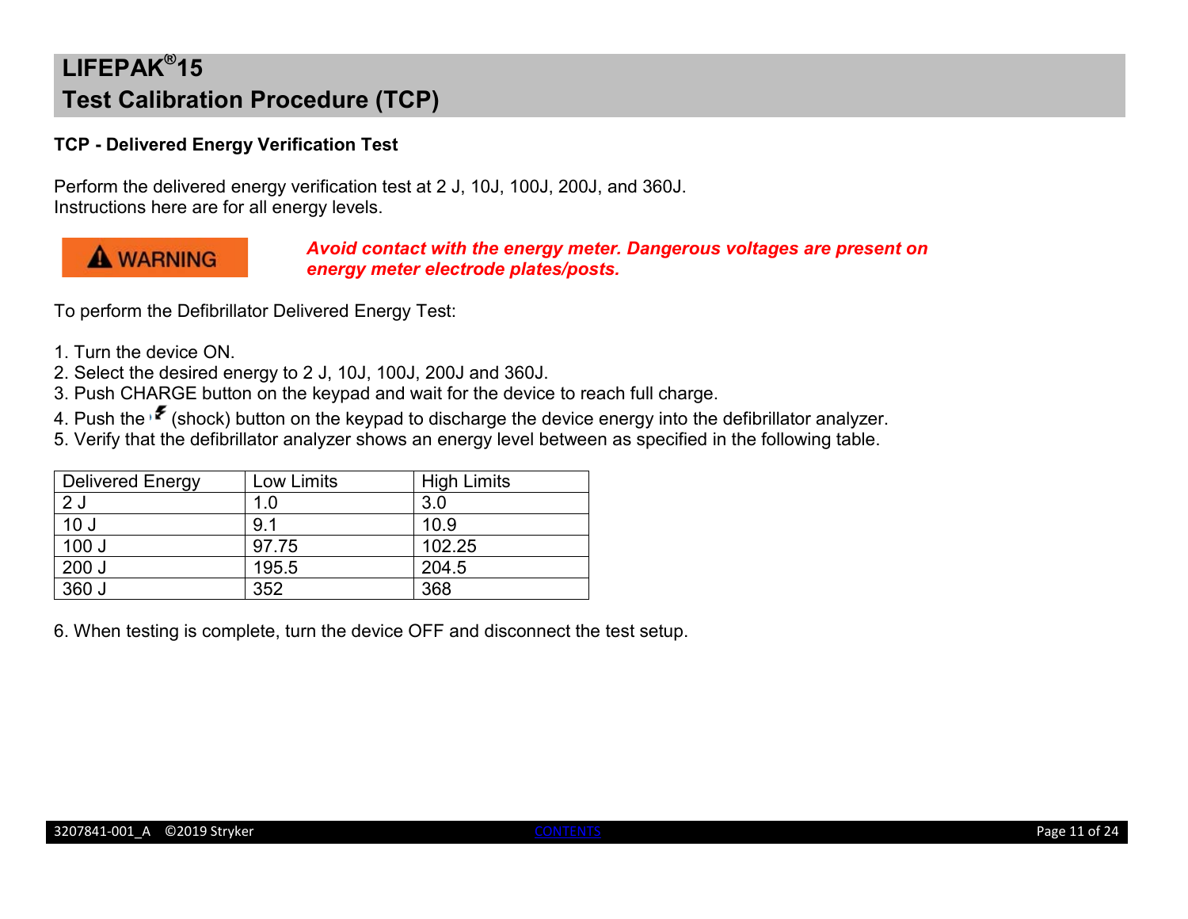# LIFEPAK®15
# Test Calibration Procedure (TCP)

### TCP - Delivered Energy Verification Test

Perform the delivered energy verification test at 2 J, 10J, 100J, 200J, and 360J.
Instructions here are for all energy levels.

**WARNING** ***Avoid contact with the energy meter. Dangerous voltages are present on energy meter electrode plates/posts.***

To perform the Defibrillator Delivered Energy Test:

1. Turn the device ON.
2. Select the desired energy to 2 J, 10J, 100J, 200J and 360J.
3. Push CHARGE button on the keypad and wait for the device to reach full charge.
4. Push the (shock) button on the keypad to discharge the device energy into the defibrillator analyzer.
5. Verify that the defibrillator analyzer shows an energy level between as specified in the following table.

| Delivered Energy | Low Limits | High Limits |
|---|---|---|
| 2 J | 1.0 | 3.0 |
| 10 J | 9.1 | 10.9 |
| 100 J | 97.75 | 102.25 |
| 200 J | 195.5 | 204.5 |
| 360 J | 352 | 368 |

6. When testing is complete, turn the device OFF and disconnect the test setup.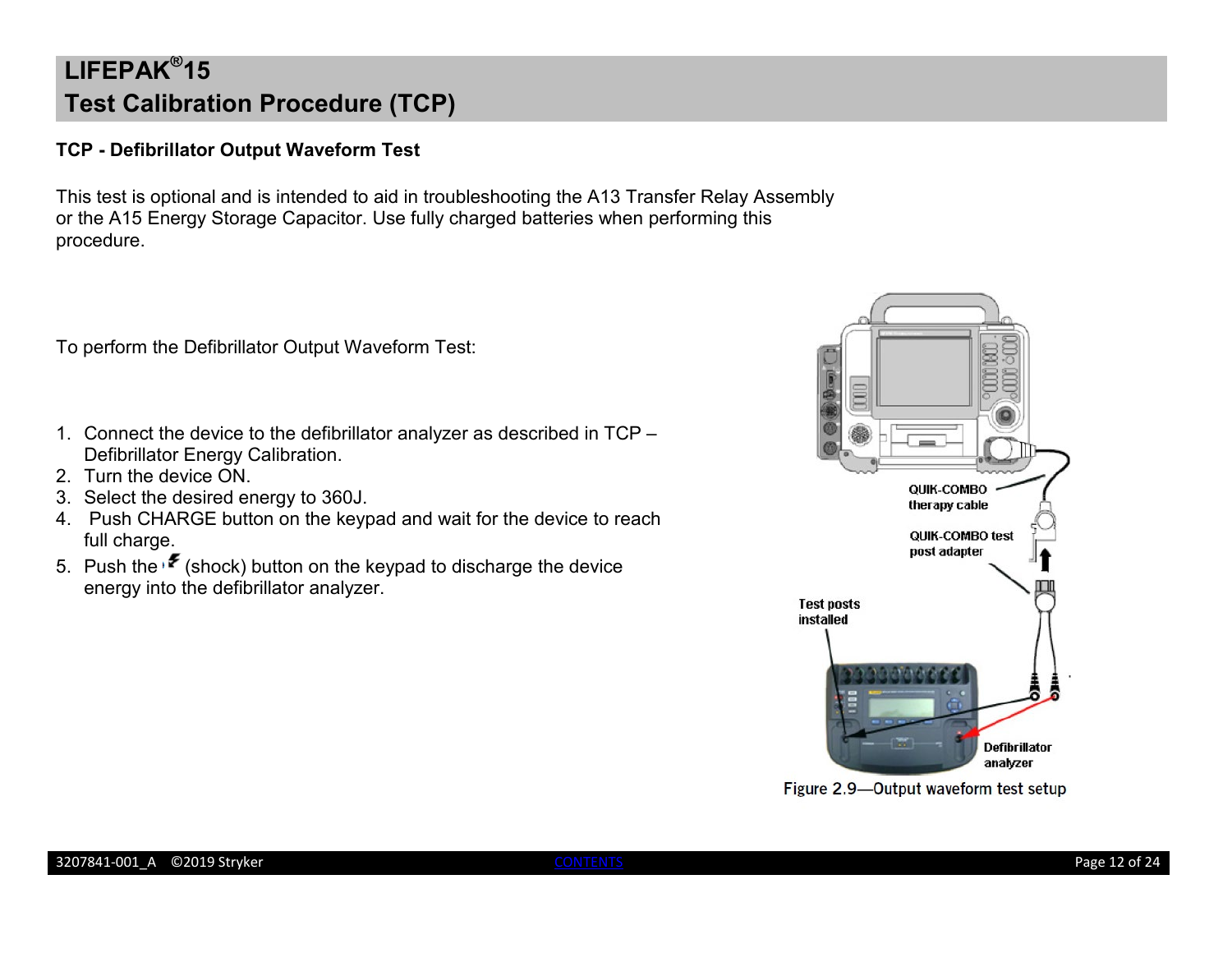# LIFEPAK®15 Test Calibration Procedure (TCP)

**TCP - Defibrillator Output Waveform Test**

This test is optional and is intended to aid in troubleshooting the A13 Transfer Relay Assembly or the A15 Energy Storage Capacitor. Use fully charged batteries when performing this procedure.

To perform the Defibrillator Output Waveform Test:

1. Connect the device to the defibrillator analyzer as described in TCP – Defibrillator Energy Calibration.
2. Turn the device ON.
3. Select the desired energy to 360J.
4. Push CHARGE button on the keypad and wait for the device to reach full charge.
5. Push the (shock) button on the keypad to discharge the device energy into the defibrillator analyzer.

QUIK-COMBO therapy cable

QUIK-COMBO test post adapter

Test posts installed

Defibrillator analyzer

Figure 2.9—Output waveform test setup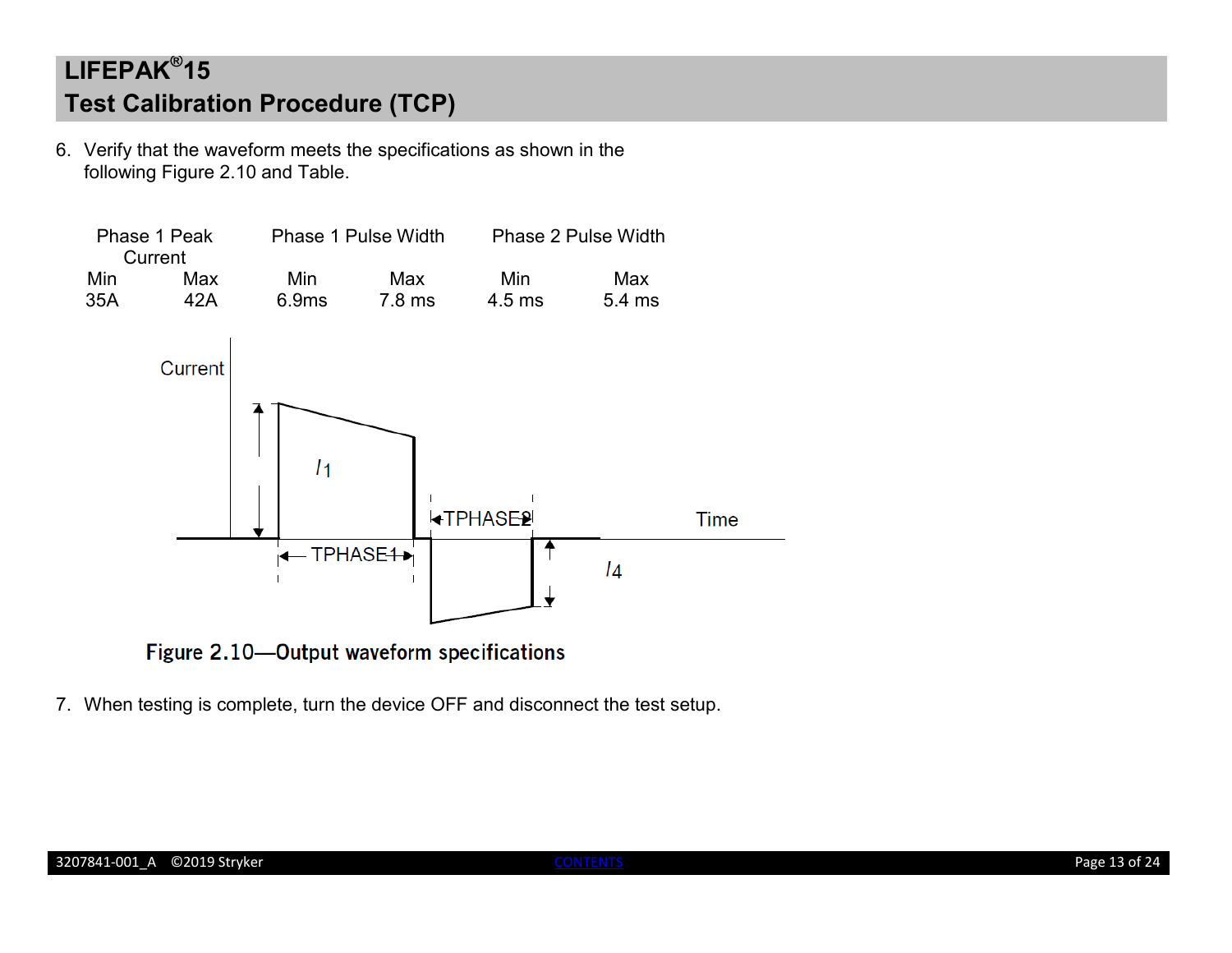6. Verify that the waveform meets the specifications as shown in the following Figure 2.10 and Table.

| Phase 1 Peak Current | | Phase 1 Pulse Width | | Phase 2 Pulse Width | |
|---|---|---|---|---|---|
| Min | Max | Min | Max | Min | Max |
| 35A | 42A | 6.9ms | 7.8 ms | 4.5 ms | 5.4 ms |

**Figure 2.10—Output waveform specifications**

7. When testing is complete, turn the device OFF and disconnect the test setup.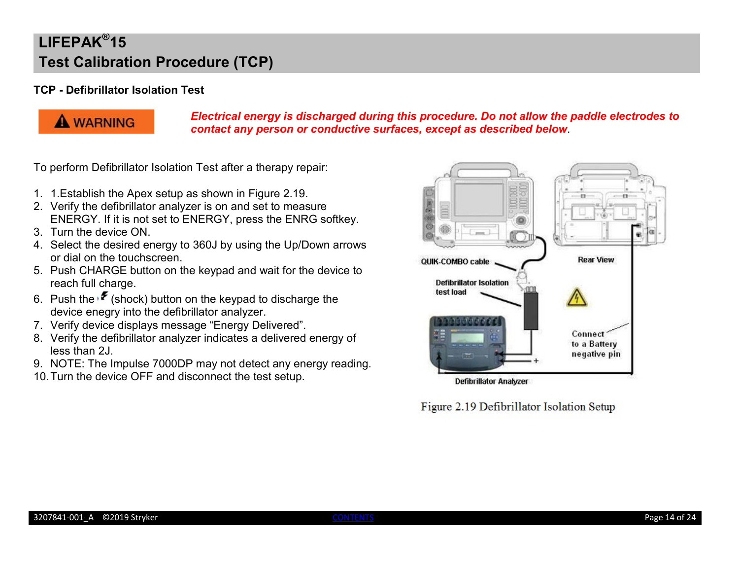# LIFEPAK® 15
# Test Calibration Procedure (TCP)

**TCP - Defibrillator Isolation Test**

**WARNING** ***Electrical energy is discharged during this procedure. Do not allow the paddle electrodes to contact any person or conductive surfaces, except as described below*.**

To perform Defibrillator Isolation Test after a therapy repair:

1. 1.Establish the Apex setup as shown in Figure 2.19.
2. Verify the defibrillator analyzer is on and set to measure ENERGY. If it is not set to ENERGY, press the ENRG softkey.
3. Turn the device ON.
4. Select the desired energy to 360J by using the Up/Down arrows or dial on the touchscreen.
5. Push CHARGE button on the keypad and wait for the device to reach full charge.
6. Push the (shock) button on the keypad to discharge the device enegry into the defibrillator analyzer.
7. Verify device displays message "Energy Delivered".
8. Verify the defibrillator analyzer indicates a delivered energy of less than 2J.
9. NOTE: The Impulse 7000DP may not detect any energy reading.
10. Turn the device OFF and disconnect the test setup.

Figure 2.19 Defibrillator Isolation Setup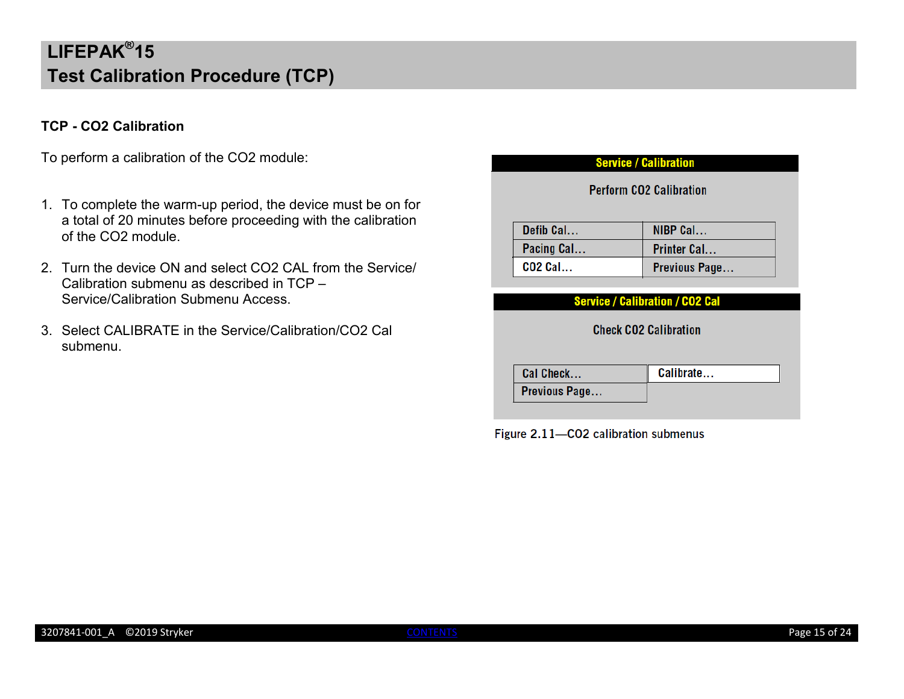## TCP - CO2 Calibration

To perform a calibration of the CO2 module:

1. To complete the warm-up period, the device must be on for a total of 20 minutes before proceeding with the calibration of the CO2 module.
2. Turn the device ON and select CO2 CAL from the Service/Calibration submenu as described in TCP – Service/Calibration Submenu Access.
3. Select CALIBRATE in the Service/Calibration/CO2 Cal submenu.

**Service / Calibration**

Perform CO2 Calibration

| Defib Cal... | NIBP Cal... |
| --- | --- |
| Pacing Cal... | Printer Cal... |
| CO2 Cal... | Previous Page... |

**Service / Calibration / CO2 Cal**

Check CO2 Calibration

| Cal Check... | Calibrate... |
| --- | --- |
| Previous Page... | |

Figure 2.11—CO2 calibration submenus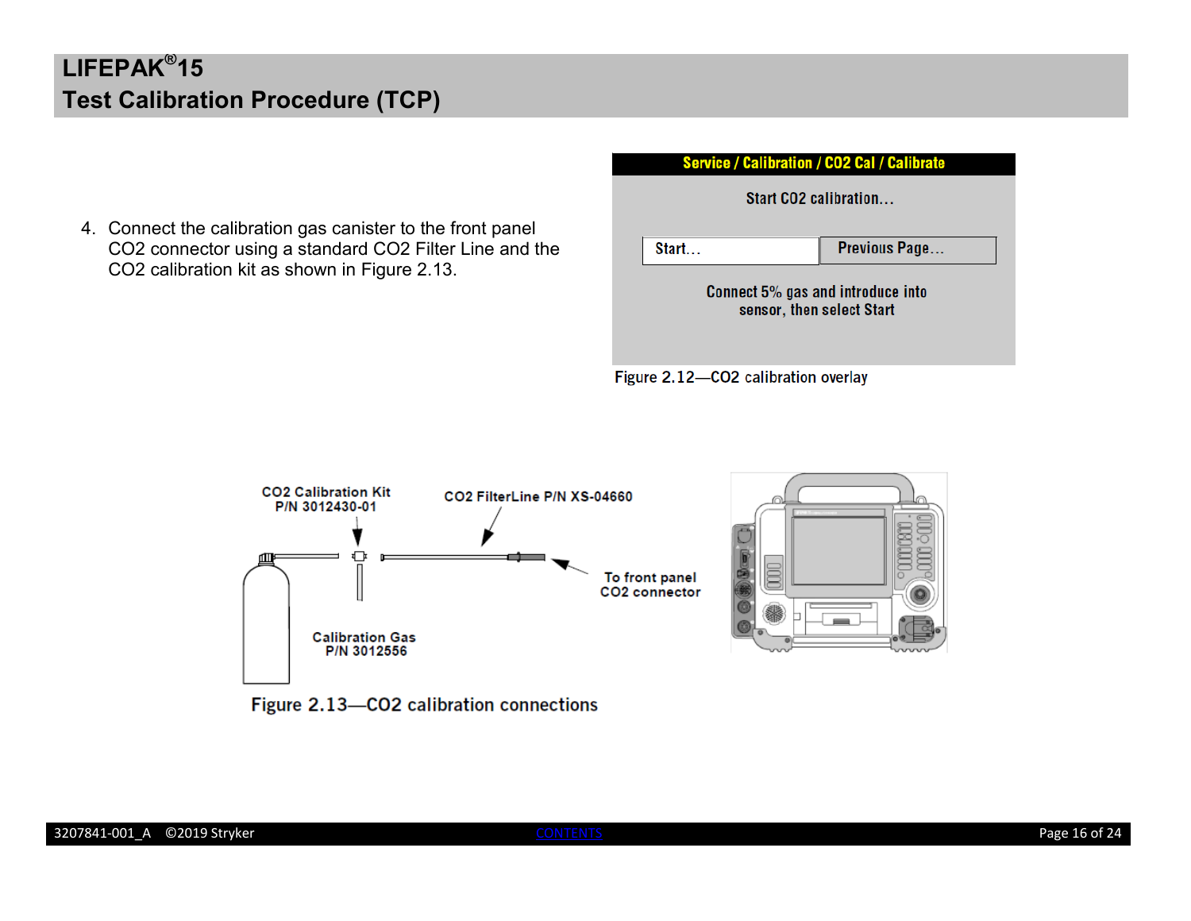4. Connect the calibration gas canister to the front panel CO2 connector using a standard CO2 Filter Line and the CO2 calibration kit as shown in Figure 2.13.

**Service / Calibration / CO2 Cal / Calibrate**

Start CO2 calibration...

| Start... | Previous Page... |
|---|---|

Connect 5% gas and introduce into sensor, then select Start

Figure 2.12—CO2 calibration overlay

CO2 Calibration Kit P/N 3012430-01

CO2 FilterLine P/N XS-04660

To front panel CO2 connector

Calibration Gas P/N 3012556

Figure 2.13—CO2 calibration connections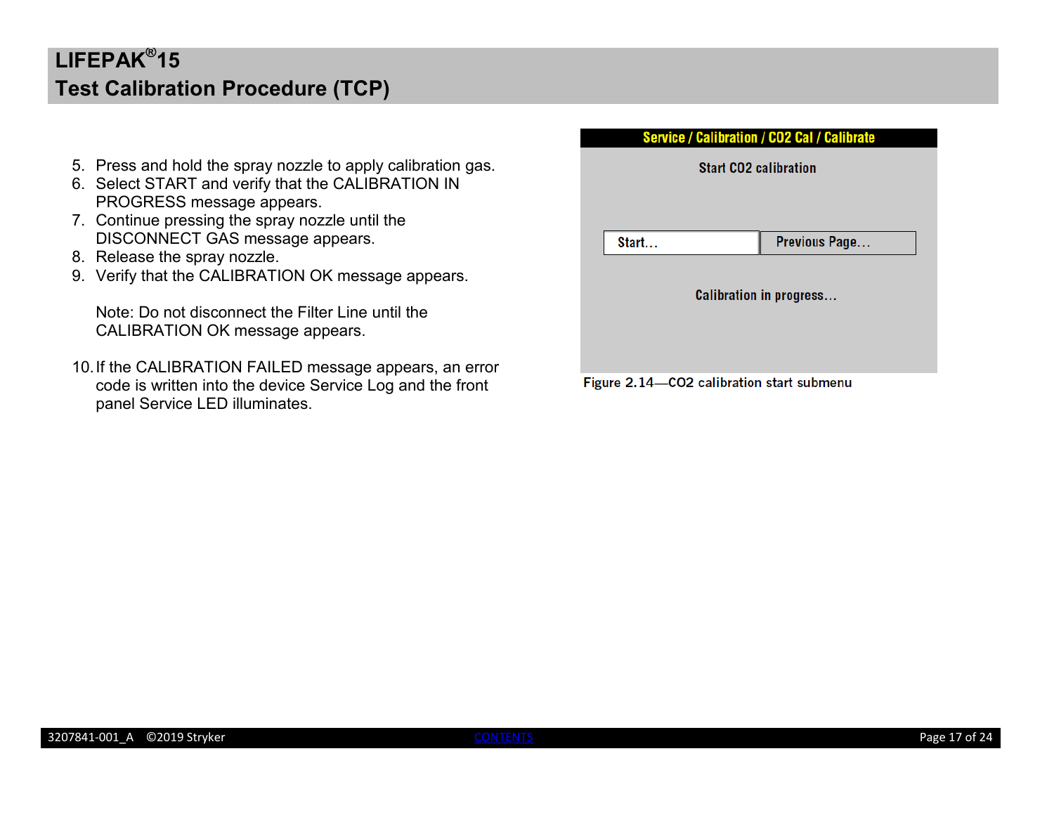5. Press and hold the spray nozzle to apply calibration gas.
6. Select START and verify that the CALIBRATION IN PROGRESS message appears.
7. Continue pressing the spray nozzle until the DISCONNECT GAS message appears.
8. Release the spray nozzle.
9. Verify that the CALIBRATION OK message appears.

   Note: Do not disconnect the Filter Line until the CALIBRATION OK message appears.

10. If the CALIBRATION FAILED message appears, an error code is written into the device Service Log and the front panel Service LED illuminates.

Service / Calibration / CO2 Cal / Calibrate

Start CO2 calibration

Start... | Previous Page...

Calibration in progress...

Figure 2.14—CO2 calibration start submenu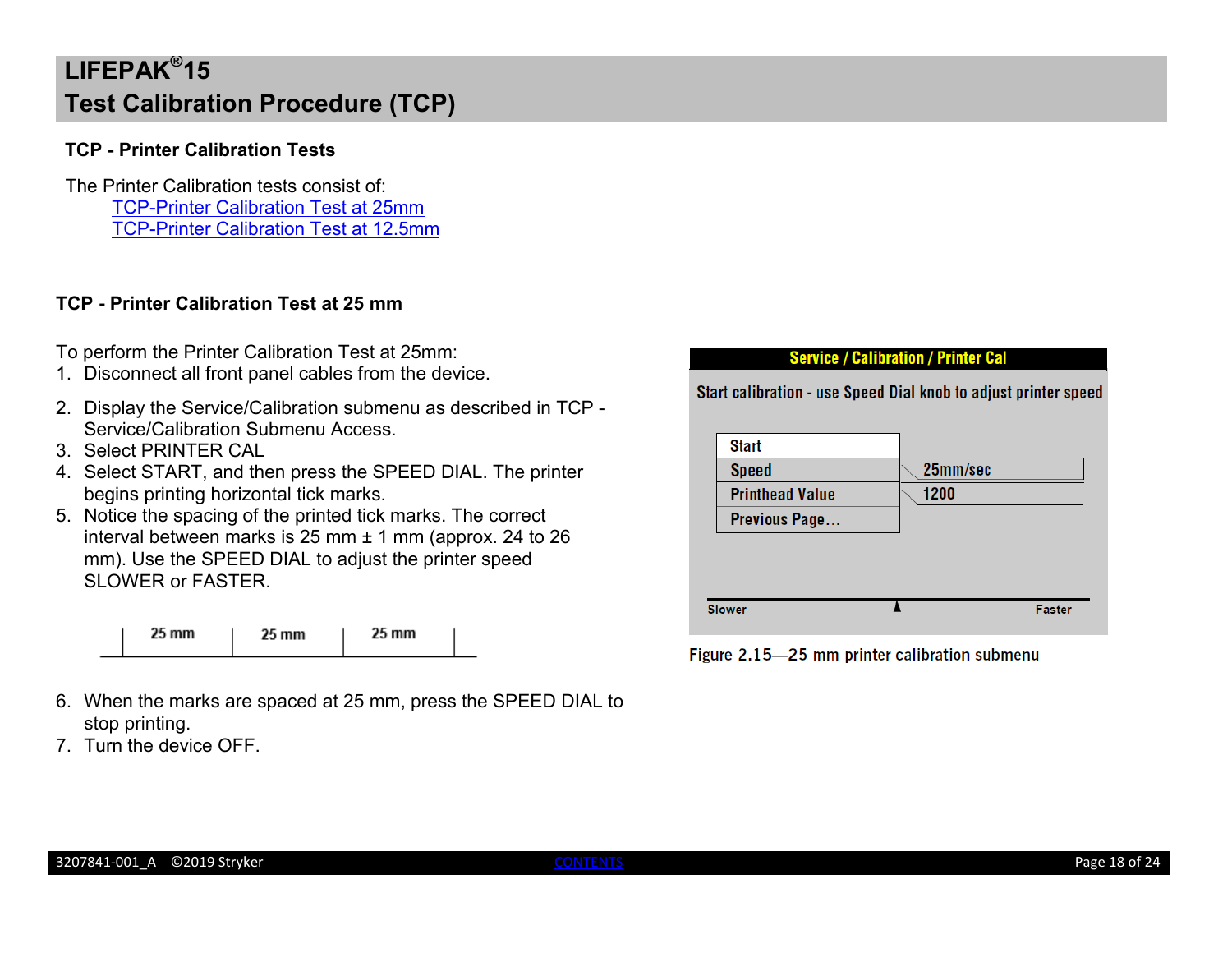# LIFEPAK®15
# Test Calibration Procedure (TCP)

### TCP - Printer Calibration Tests

The Printer Calibration tests consist of:

- TCP-Printer Calibration Test at 25mm
- TCP-Printer Calibration Test at 12.5mm

### TCP - Printer Calibration Test at 25 mm

To perform the Printer Calibration Test at 25mm:

1. Disconnect all front panel cables from the device.
2. Display the Service/Calibration submenu as described in TCP - Service/Calibration Submenu Access.
3. Select PRINTER CAL
4. Select START, and then press the SPEED DIAL. The printer begins printing horizontal tick marks.
5. Notice the spacing of the printed tick marks. The correct interval between marks is 25 mm ± 1 mm (approx. 24 to 26 mm). Use the SPEED DIAL to adjust the printer speed SLOWER or FASTER.

| 25 mm | 25 mm | 25 mm |

6. When the marks are spaced at 25 mm, press the SPEED DIAL to stop printing.
7. Turn the device OFF.

**Service / Calibration / Printer Cal**

Start calibration - use Speed Dial knob to adjust printer speed

| | |
|---|---|
| Start | |
| Speed | 25mm/sec |
| Printhead Value | 1200 |
| Previous Page... | |

Slower — Faster

Figure 2.15—25 mm printer calibration submenu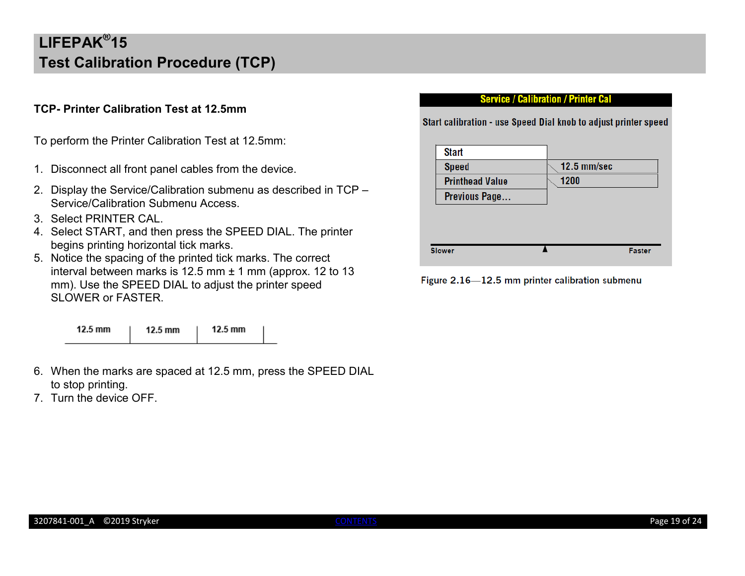## TCP- Printer Calibration Test at 12.5mm

To perform the Printer Calibration Test at 12.5mm:

1. Disconnect all front panel cables from the device.
2. Display the Service/Calibration submenu as described in TCP – Service/Calibration Submenu Access.
3. Select PRINTER CAL.
4. Select START, and then press the SPEED DIAL. The printer begins printing horizontal tick marks.
5. Notice the spacing of the printed tick marks. The correct interval between marks is 12.5 mm ± 1 mm (approx. 12 to 13 mm). Use the SPEED DIAL to adjust the printer speed SLOWER or FASTER.

| 12.5 mm | 12.5 mm | 12.5 mm |
|---|---|---|

6. When the marks are spaced at 12.5 mm, press the SPEED DIAL to stop printing.
7. Turn the device OFF.

**Service / Calibration / Printer Cal**

Start calibration - use Speed Dial knob to adjust printer speed

| | |
|---|---|
| Start | |
| Speed | 12.5 mm/sec |
| Printhead Value | 1200 |
| Previous Page... | |

Slower ▲ Faster

Figure 2.16—12.5 mm printer calibration submenu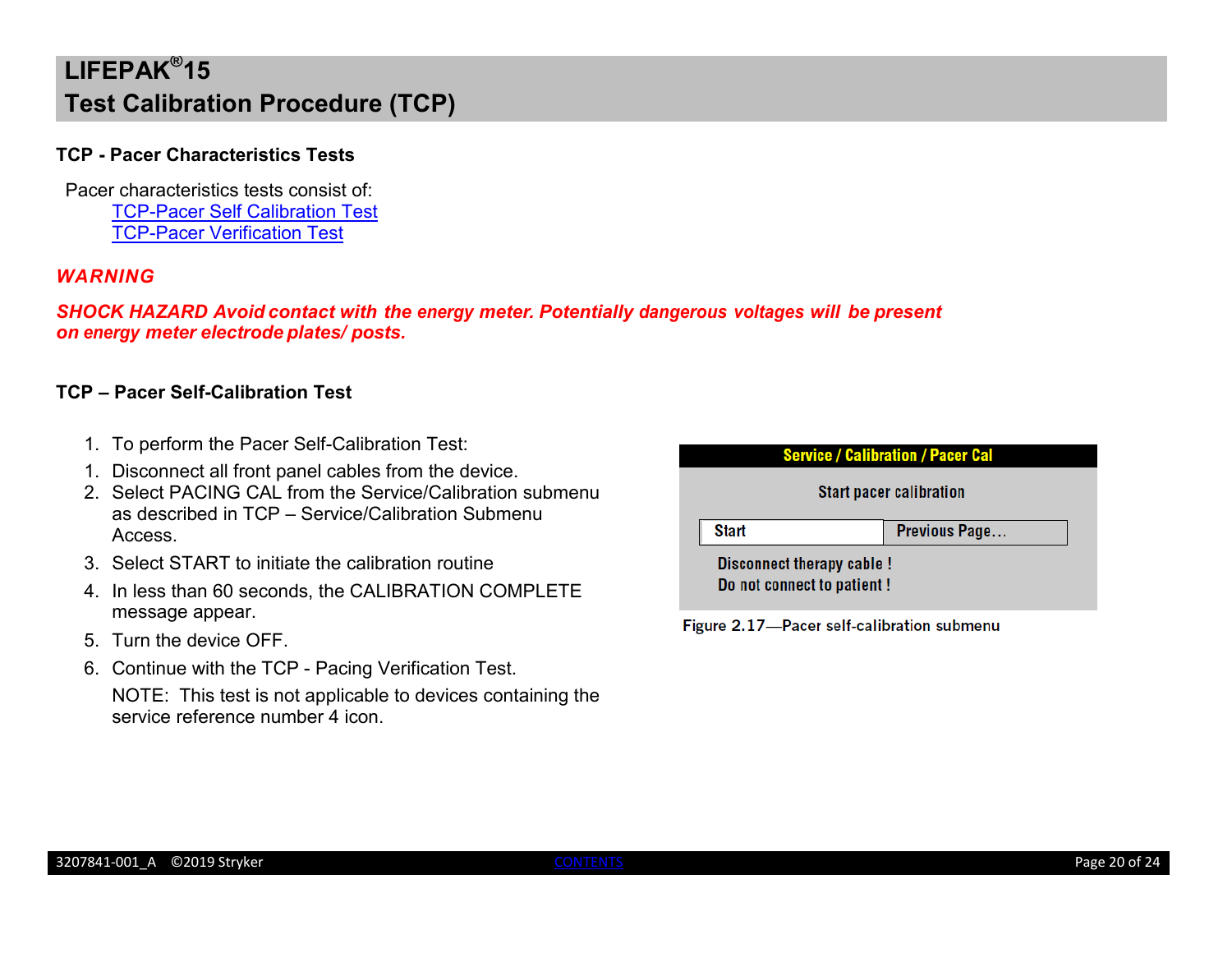## LIFEPAK®15 Test Calibration Procedure (TCP)

### TCP - Pacer Characteristics Tests

Pacer characteristics tests consist of:

- TCP-Pacer Self Calibration Test
- TCP-Pacer Verification Test

***WARNING***

***SHOCK HAZARD Avoid contact with the energy meter. Potentially dangerous voltages will be present on energy meter electrode plates/ posts.***

### TCP – Pacer Self-Calibration Test

1. To perform the Pacer Self-Calibration Test:
1. Disconnect all front panel cables from the device.
2. Select PACING CAL from the Service/Calibration submenu as described in TCP – Service/Calibration Submenu Access.
3. Select START to initiate the calibration routine
4. In less than 60 seconds, the CALIBRATION COMPLETE message appear.
5. Turn the device OFF.
6. Continue with the TCP - Pacing Verification Test.

   NOTE: This test is not applicable to devices containing the service reference number 4 icon.

**Service / Calibration / Pacer Cal**

Start pacer calibration

| Start | Previous Page... |
|---|---|

Disconnect therapy cable !
Do not connect to patient !

Figure 2.17—Pacer self-calibration submenu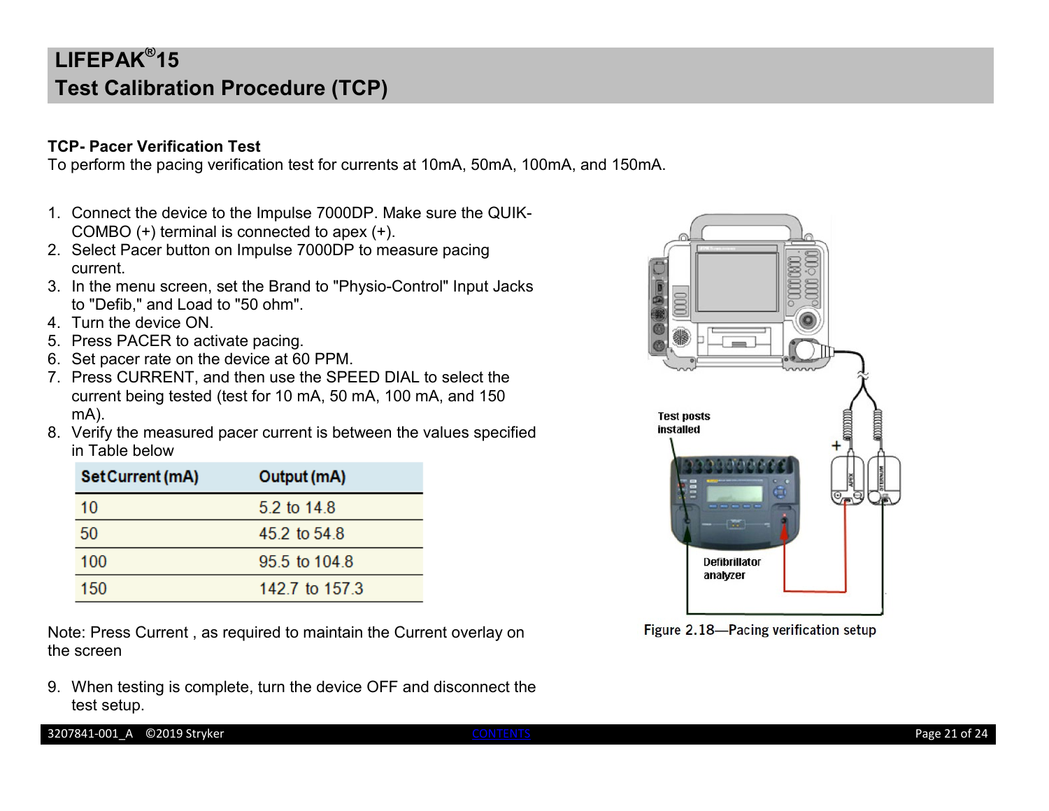# LIFEPAK®15
# Test Calibration Procedure (TCP)

**TCP- Pacer Verification Test**

To perform the pacing verification test for currents at 10mA, 50mA, 100mA, and 150mA.

1. Connect the device to the Impulse 7000DP. Make sure the QUIK-COMBO (+) terminal is connected to apex (+).
2. Select Pacer button on Impulse 7000DP to measure pacing current.
3. In the menu screen, set the Brand to "Physio-Control" Input Jacks to "Defib," and Load to "50 ohm".
4. Turn the device ON.
5. Press PACER to activate pacing.
6. Set pacer rate on the device at 60 PPM.
7. Press CURRENT, and then use the SPEED DIAL to select the current being tested (test for 10 mA, 50 mA, 100 mA, and 150 mA).
8. Verify the measured pacer current is between the values specified in Table below

| Set Current (mA) | Output (mA) |
|---|---|
| 10 | 5.2 to 14.8 |
| 50 | 45.2 to 54.8 |
| 100 | 95.5 to 104.8 |
| 150 | 142.7 to 157.3 |

Note: Press Current , as required to maintain the Current overlay on the screen

9. When testing is complete, turn the device OFF and disconnect the test setup.

Test posts installed

Defibrillator analyzer

Figure 2.18—Pacing verification setup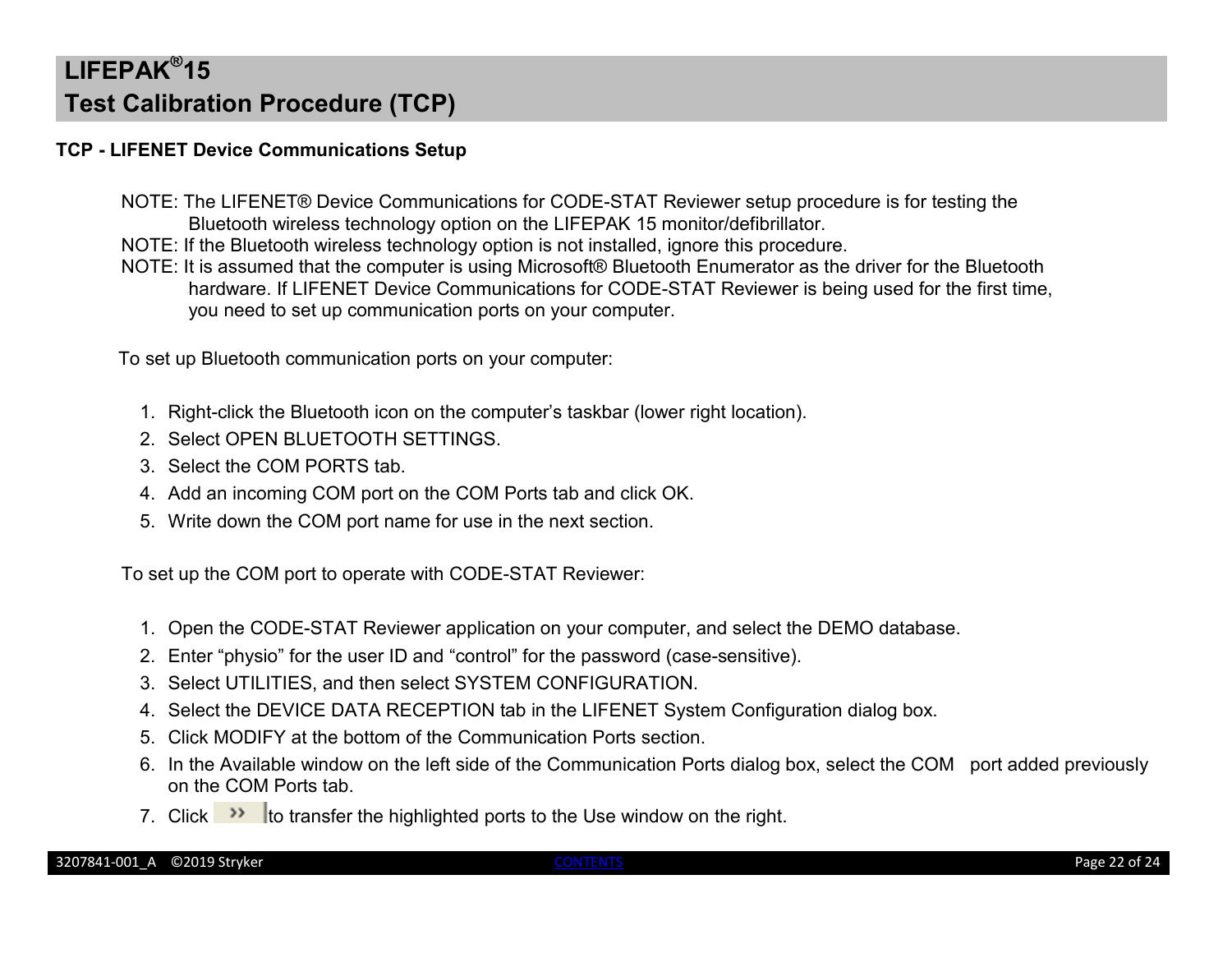# LIFEPAK®15
# Test Calibration Procedure (TCP)

### TCP - LIFENET Device Communications Setup

NOTE: The LIFENET® Device Communications for CODE-STAT Reviewer setup procedure is for testing the Bluetooth wireless technology option on the LIFEPAK 15 monitor/defibrillator.
NOTE: If the Bluetooth wireless technology option is not installed, ignore this procedure.
NOTE: It is assumed that the computer is using Microsoft® Bluetooth Enumerator as the driver for the Bluetooth hardware. If LIFENET Device Communications for CODE-STAT Reviewer is being used for the first time, you need to set up communication ports on your computer.

To set up Bluetooth communication ports on your computer:

1. Right-click the Bluetooth icon on the computer's taskbar (lower right location).
2. Select OPEN BLUETOOTH SETTINGS.
3. Select the COM PORTS tab.
4. Add an incoming COM port on the COM Ports tab and click OK.
5. Write down the COM port name for use in the next section.

To set up the COM port to operate with CODE-STAT Reviewer:

1. Open the CODE-STAT Reviewer application on your computer, and select the DEMO database.
2. Enter "physio" for the user ID and "control" for the password (case-sensitive).
3. Select UTILITIES, and then select SYSTEM CONFIGURATION.
4. Select the DEVICE DATA RECEPTION tab in the LIFENET System Configuration dialog box.
5. Click MODIFY at the bottom of the Communication Ports section.
6. In the Available window on the left side of the Communication Ports dialog box, select the COM port added previously on the COM Ports tab.
7. Click >> to transfer the highlighted ports to the Use window on the right.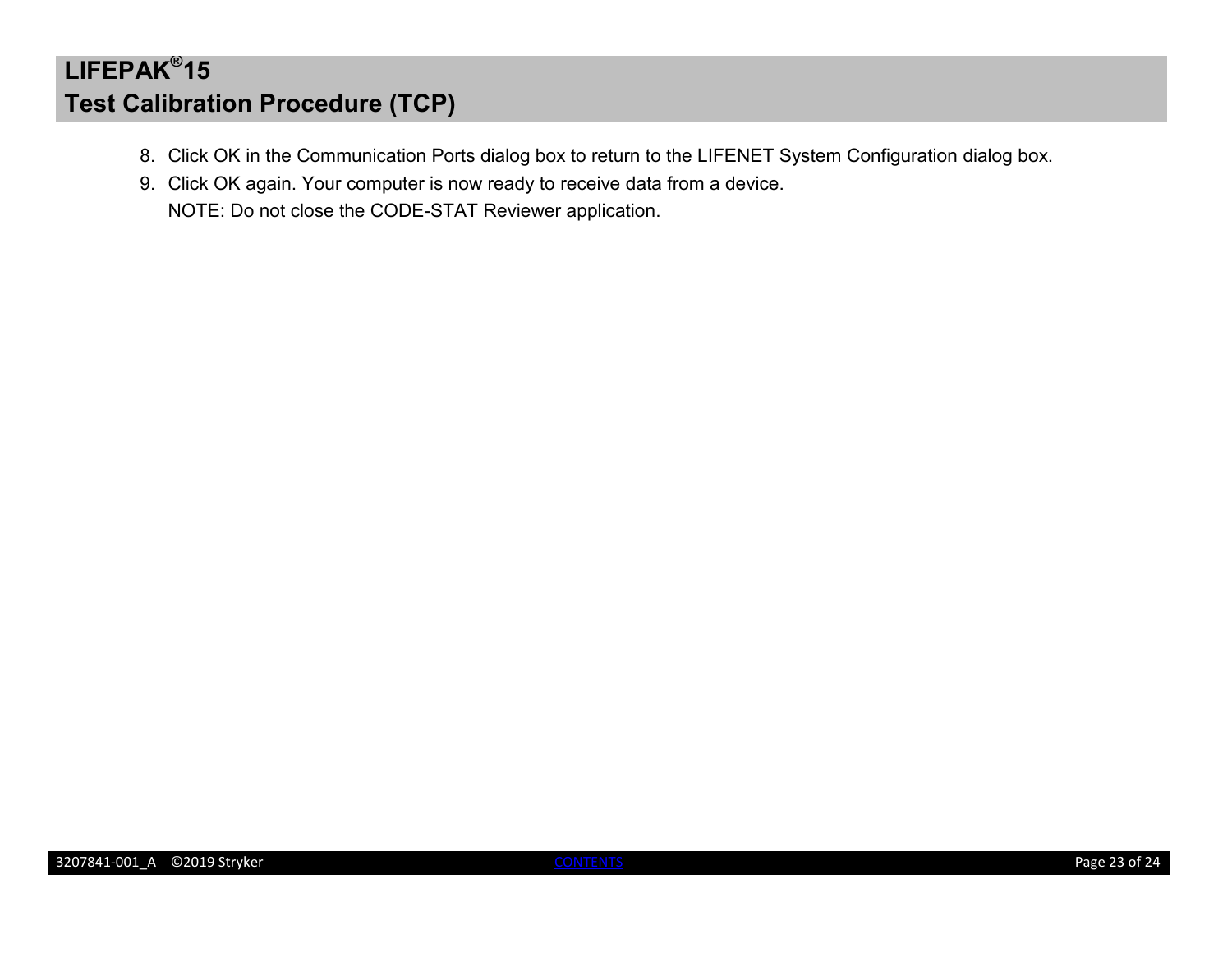8. Click OK in the Communication Ports dialog box to return to the LIFENET System Configuration dialog box.
9. Click OK again. Your computer is now ready to receive data from a device.
   NOTE: Do not close the CODE-STAT Reviewer application.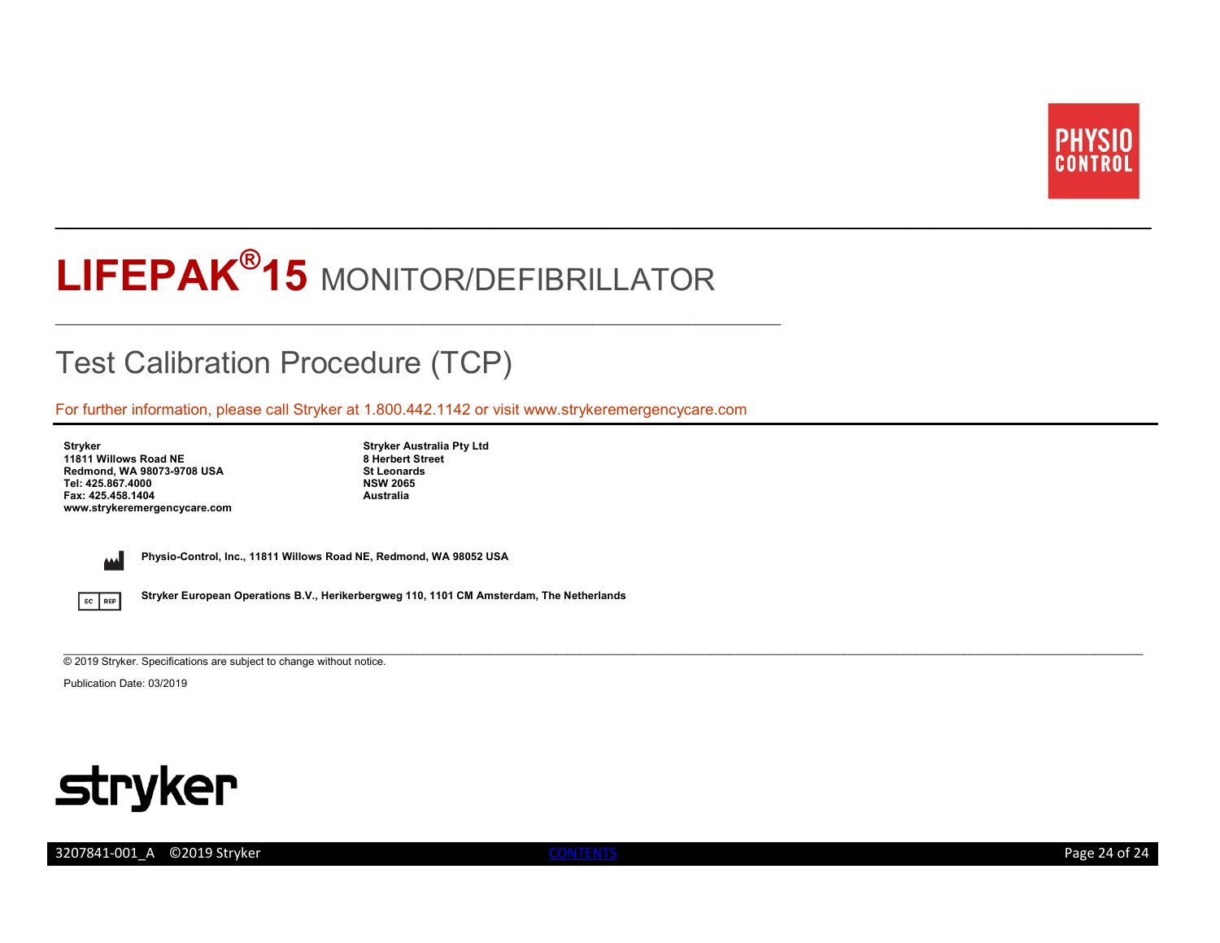# LIFEPAK®15 MONITOR/DEFIBRILLATOR

## Test Calibration Procedure (TCP)

For further information, please call Stryker at 1.800.442.1142 or visit www.strykeremergencycare.com

**Stryker**
**11811 Willows Road NE**
**Redmond, WA 98073-9708 USA**
**Tel: 425.867.4000**
**Fax: 425.458.1404**
**www.strykeremergencycare.com**

**Stryker Australia Pty Ltd**
**8 Herbert Street**
**St Leonards**
**NSW 2065**
**Australia**

**Physio-Control, Inc., 11811 Willows Road NE, Redmond, WA 98052 USA**

EC REP **Stryker European Operations B.V., Herikerbergweg 110, 1101 CM Amsterdam, The Netherlands**

© 2019 Stryker. Specifications are subject to change without notice.

Publication Date: 03/2019